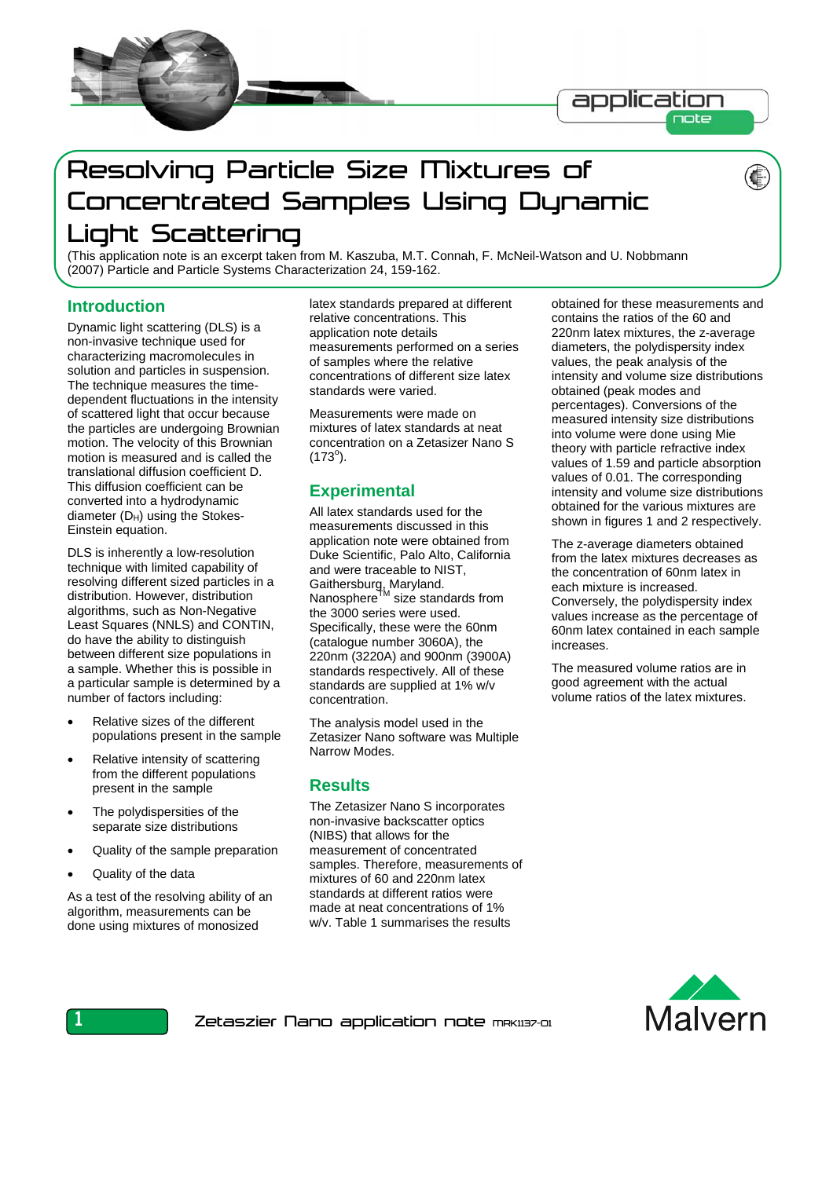# Resolving Particle Size Mixtures of Concentrated Samples Using Dynamic Light Scattering

(This application note is an excerpt taken from M. Kaszuba, M.T. Connah, F. McNeil-Watson and U. Nobbmann (2007) Particle and Particle Systems Characterization 24, 159-162.

## Introduction

Dynamic light scattering (DLS) is a non-invasive technique used for characterizing macromolecules in solution and particles in suspension. The technique measures the time-dependent fluctuations in the intensity of scattered light that occur because the particles are undergoing Brownian motion. The velocity of this Brownian motion is measured and is called the translational diffusion coefficient D. This diffusion coefficient can be converted into a hydrodynamic diameter ($D_H$) using the Stokes-Einstein equation.

DLS is inherently a low-resolution technique with limited capability of resolving different sized particles in a distribution. However, distribution algorithms, such as Non-Negative Least Squares (NNLS) and CONTIN, do have the ability to distinguish between different size populations in a sample. Whether this is possible in a particular sample is determined by a number of factors including:

- Relative sizes of the different populations present in the sample
- Relative intensity of scattering from the different populations present in the sample
- The polydispersities of the separate size distributions
- Quality of the sample preparation
- Quality of the data

As a test of the resolving ability of an algorithm, measurements can be done using mixtures of monosized latex standards prepared at different relative concentrations. This application note details measurements performed on a series of samples where the relative concentrations of different size latex standards were varied.

Measurements were made on mixtures of latex standards at neat concentration on a Zetasizer Nano S (173°).

## Experimental

All latex standards used for the measurements discussed in this application note were obtained from Duke Scientific, Palo Alto, California and were traceable to NIST, Gaithersburg, Maryland. Nanosphere™ size standards from the 3000 series were used. Specifically, these were the 60nm (catalogue number 3060A), the 220nm (3220A) and 900nm (3900A) standards respectively. All of these standards are supplied at 1% w/v concentration.

The analysis model used in the Zetasizer Nano software was Multiple Narrow Modes.

## Results

The Zetasizer Nano S incorporates non-invasive backscatter optics (NIBS) that allows for the measurement of concentrated samples. Therefore, measurements of mixtures of 60 and 220nm latex standards at different ratios were made at neat concentrations of 1% w/v. Table 1 summarises the results obtained for these measurements and contains the ratios of the 60 and 220nm latex mixtures, the z-average diameters, the polydispersity index values, the peak analysis of the intensity and volume size distributions obtained (peak modes and percentages). Conversions of the measured intensity size distributions into volume size distributions were done using Mie theory with particle refractive index values of 1.59 and particle absorption values of 0.01. The corresponding intensity and volume size distributions obtained for the various mixtures are shown in figures 1 and 2 respectively.

The z-average diameters obtained from the latex mixtures decreases as the concentration of 60nm latex in each mixture is increased. Conversely, the polydispersity index values increase as the percentage of 60nm latex contained in each sample increases.

The measured volume ratios are in good agreement with the actual volume ratios of the latex mixtures.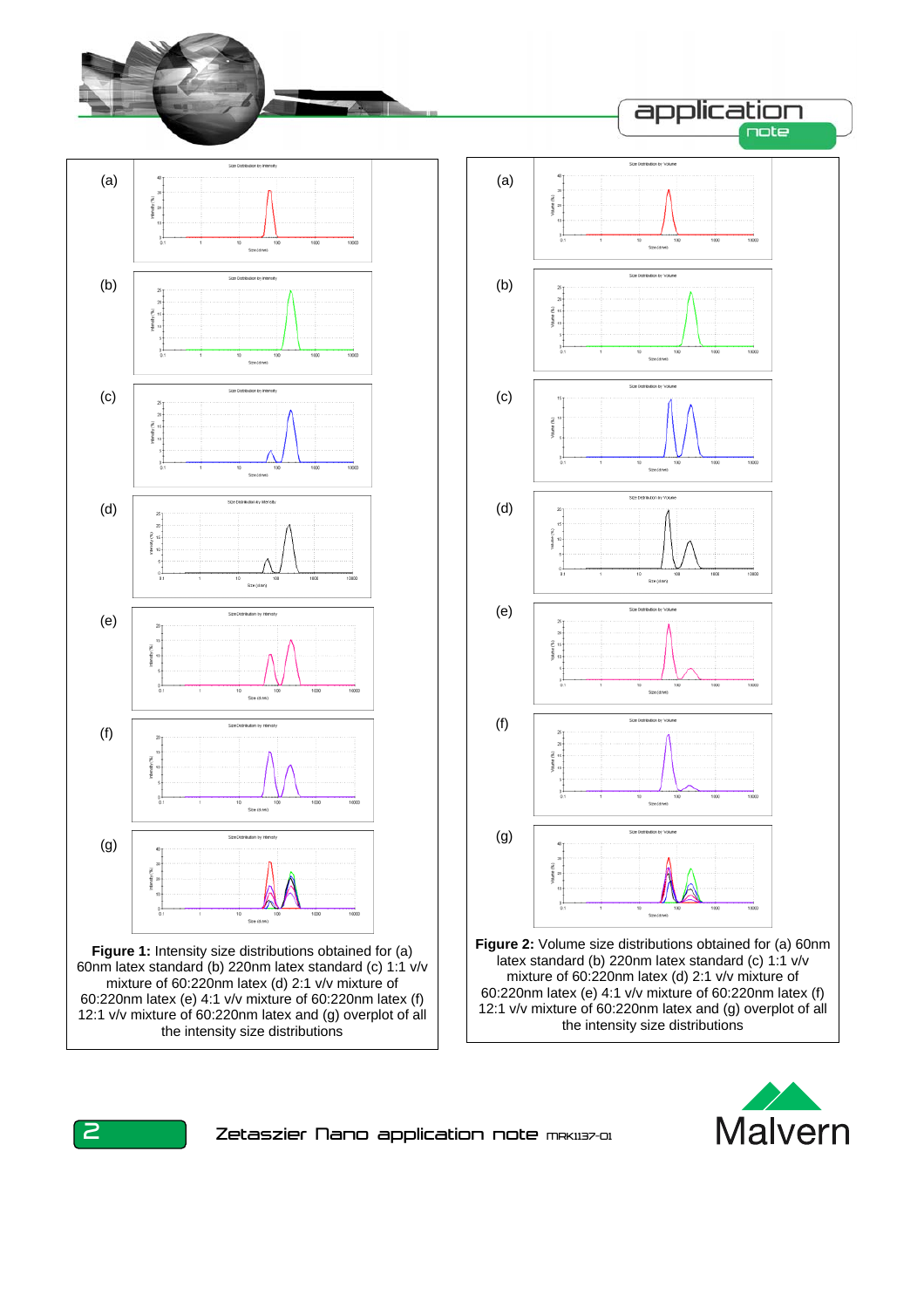**Figure 1:** Intensity size distributions obtained for (a) 60nm latex standard (b) 220nm latex standard (c) 1:1 v/v mixture of 60:220nm latex (d) 2:1 v/v mixture of 60:220nm latex (e) 4:1 v/v mixture of 60:220nm latex (f) 12:1 v/v mixture of 60:220nm latex and (g) overplot of all the intensity size distributions

**Figure 2:** Volume size distributions obtained for (a) 60nm latex standard (b) 220nm latex standard (c) 1:1 v/v mixture of 60:220nm latex (d) 2:1 v/v mixture of 60:220nm latex (e) 4:1 v/v mixture of 60:220nm latex (f) 12:1 v/v mixture of 60:220nm latex and (g) overplot of all the intensity size distributions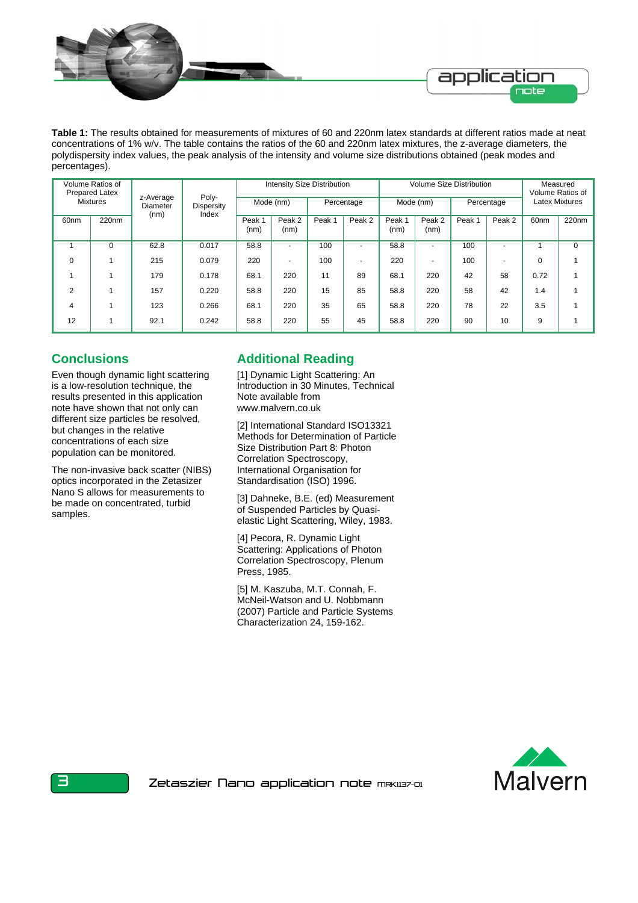**Table 1:** The results obtained for measurements of mixtures of 60 and 220nm latex standards at different ratios made at neat concentrations of 1% w/v. The table contains the ratios of the 60 and 220nm latex mixtures, the z-average diameters, the polydispersity index values, the peak analysis of the intensity and volume size distributions obtained (peak modes and percentages).

| Volume Ratios of Prepared Latex Mixtures | | z-Average Diameter (nm) | Poly-Dispersity Index | Intensity Size Distribution | | | | Volume Size Distribution | | | | Measured Volume Ratios of Latex Mixtures | |
|---|---|---|---|---|---|---|---|---|---|---|---|---|---|
| | | | | Mode (nm) | | Percentage | | Mode (nm) | | Percentage | | | |
| 60nm | 220nm | | | Peak 1 (nm) | Peak 2 (nm) | Peak 1 | Peak 2 | Peak 1 (nm) | Peak 2 (nm) | Peak 1 | Peak 2 | 60nm | 220nm |
| 1 | 0 | 62.8 | 0.017 | 58.8 | - | 100 | - | 58.8 | - | 100 | - | 1 | 0 |
| 0 | 1 | 215 | 0.079 | 220 | - | 100 | - | 220 | - | 100 | - | 0 | 1 |
| 1 | 1 | 179 | 0.178 | 68.1 | 220 | 11 | 89 | 68.1 | 220 | 42 | 58 | 0.72 | 1 |
| 2 | 1 | 157 | 0.220 | 58.8 | 220 | 15 | 85 | 58.8 | 220 | 58 | 42 | 1.4 | 1 |
| 4 | 1 | 123 | 0.266 | 68.1 | 220 | 35 | 65 | 58.8 | 220 | 78 | 22 | 3.5 | 1 |
| 12 | 1 | 92.1 | 0.242 | 58.8 | 220 | 55 | 45 | 58.8 | 220 | 90 | 10 | 9 | 1 |

## Conclusions

Even though dynamic light scattering is a low-resolution technique, the results presented in this application note have shown that not only can different size particles be resolved, but changes in the relative concentrations of each size population can be monitored.

The non-invasive back scatter (NIBS) optics incorporated in the Zetasizer Nano S allows for measurements to be made on concentrated, turbid samples.

## Additional Reading

[1] Dynamic Light Scattering: An Introduction in 30 Minutes, Technical Note available from www.malvern.co.uk

[2] International Standard ISO13321 Methods for Determination of Particle Size Distribution Part 8: Photon Correlation Spectroscopy, International Organisation for Standardisation (ISO) 1996.

[3] Dahneke, B.E. (ed) Measurement of Suspended Particles by Quasi-elastic Light Scattering, Wiley, 1983.

[4] Pecora, R. Dynamic Light Scattering: Applications of Photon Correlation Spectroscopy, Plenum Press, 1985.

[5] M. Kaszuba, M.T. Connah, F. McNeil-Watson and U. Nobbmann (2007) Particle and Particle Systems Characterization 24, 159-162.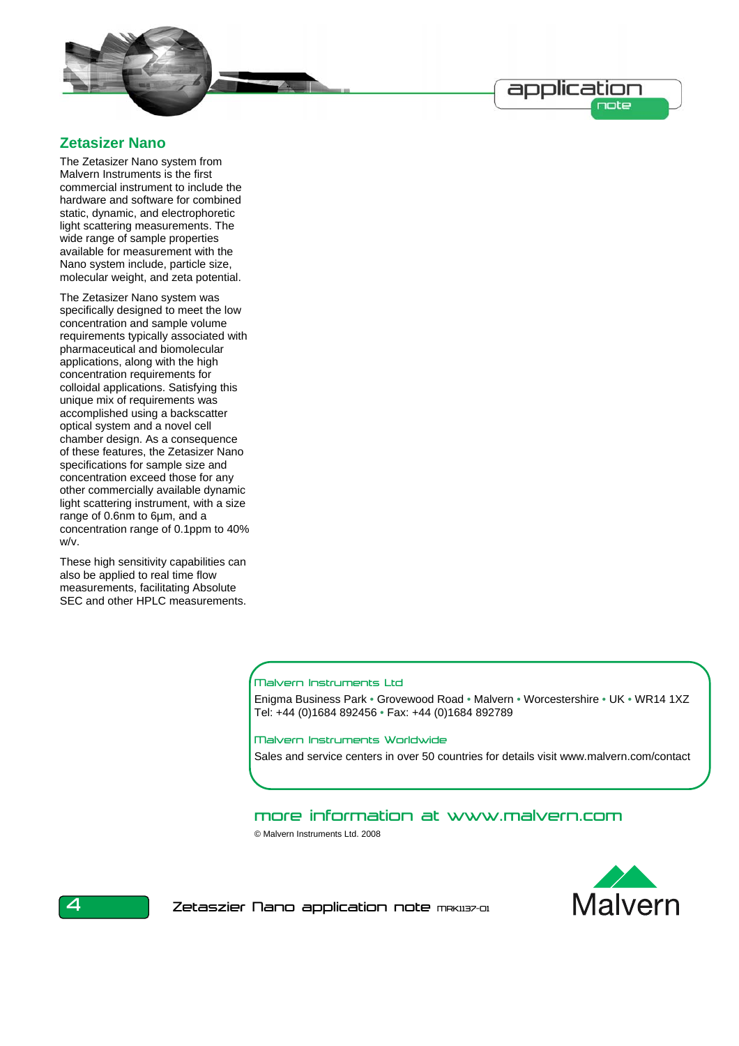## Zetasizer Nano

The Zetasizer Nano system from Malvern Instruments is the first commercial instrument to include the hardware and software for combined static, dynamic, and electrophoretic light scattering measurements. The wide range of sample properties available for measurement with the Nano system include, particle size, molecular weight, and zeta potential.

The Zetasizer Nano system was specifically designed to meet the low concentration and sample volume requirements typically associated with pharmaceutical and biomolecular applications, along with the high concentration requirements for colloidal applications. Satisfying this unique mix of requirements was accomplished using a backscatter optical system and a novel cell chamber design. As a consequence of these features, the Zetasizer Nano specifications for sample size and concentration exceed those for any other commercially available dynamic light scattering instrument, with a size range of 0.6nm to 6µm, and a concentration range of 0.1ppm to 40% w/v.

These high sensitivity capabilities can also be applied to real time flow measurements, facilitating Absolute SEC and other HPLC measurements.

**Malvern Instruments Ltd**

Enigma Business Park • Grovewood Road • Malvern • Worcestershire • UK • WR14 1XZ
Tel: +44 (0)1684 892456 • Fax: +44 (0)1684 892789

**Malvern Instruments Worldwide**

Sales and service centers in over 50 countries for details visit www.malvern.com/contact

**more information at www.malvern.com**

© Malvern Instruments Ltd. 2008

Zetaszier Nano application note MRK1137-01

Malvern